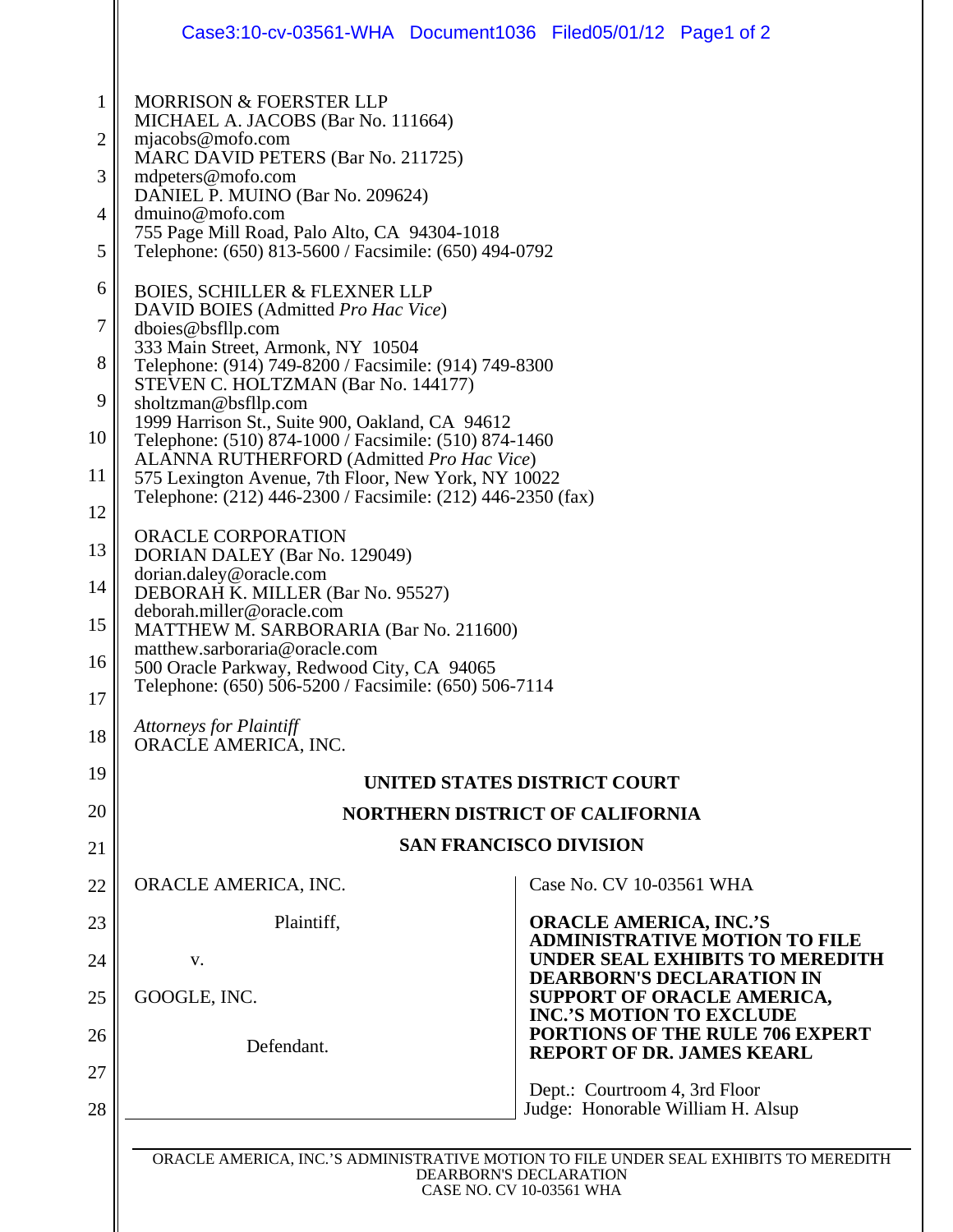MORRISON & FOERSTER LLP
MICHAEL A. JACOBS (Bar No. 111664)
mjacobs@mofo.com
MARC DAVID PETERS (Bar No. 211725)
mdpeters@mofo.com
DANIEL P. MUINO (Bar No. 209624)
dmuino@mofo.com
755 Page Mill Road, Palo Alto, CA 94304-1018
Telephone: (650) 813-5600 / Facsimile: (650) 494-0792

BOIES, SCHILLER & FLEXNER LLP
DAVID BOIES (Admitted *Pro Hac Vice*)
dboies@bsfllp.com
333 Main Street, Armonk, NY 10504
Telephone: (914) 749-8200 / Facsimile: (914) 749-8300
STEVEN C. HOLTZMAN (Bar No. 144177)
sholtzman@bsfllp.com
1999 Harrison St., Suite 900, Oakland, CA 94612
Telephone: (510) 874-1000 / Facsimile: (510) 874-1460
ALANNA RUTHERFORD (Admitted *Pro Hac Vice*)
575 Lexington Avenue, 7th Floor, New York, NY 10022
Telephone: (212) 446-2300 / Facsimile: (212) 446-2350 (fax)

ORACLE CORPORATION
DORIAN DALEY (Bar No. 129049)
dorian.daley@oracle.com
DEBORAH K. MILLER (Bar No. 95527)
deborah.miller@oracle.com
MATTHEW M. SARBORARIA (Bar No. 211600)
matthew.sarboraria@oracle.com
500 Oracle Parkway, Redwood City, CA 94065
Telephone: (650) 506-5200 / Facsimile: (650) 506-7114

*Attorneys for Plaintiff*
ORACLE AMERICA, INC.

**UNITED STATES DISTRICT COURT**

**NORTHERN DISTRICT OF CALIFORNIA**

**SAN FRANCISCO DIVISION**

ORACLE AMERICA, INC.

Plaintiff,

v.

GOOGLE, INC.

Defendant.

Case No. CV 10-03561 WHA

**ORACLE AMERICA, INC.'S ADMINISTRATIVE MOTION TO FILE UNDER SEAL EXHIBITS TO MEREDITH DEARBORN'S DECLARATION IN SUPPORT OF ORACLE AMERICA, INC.'S MOTION TO EXCLUDE PORTIONS OF THE RULE 706 EXPERT REPORT OF DR. JAMES KEARL**

Dept.: Courtroom 4, 3rd Floor
Judge: Honorable William H. Alsup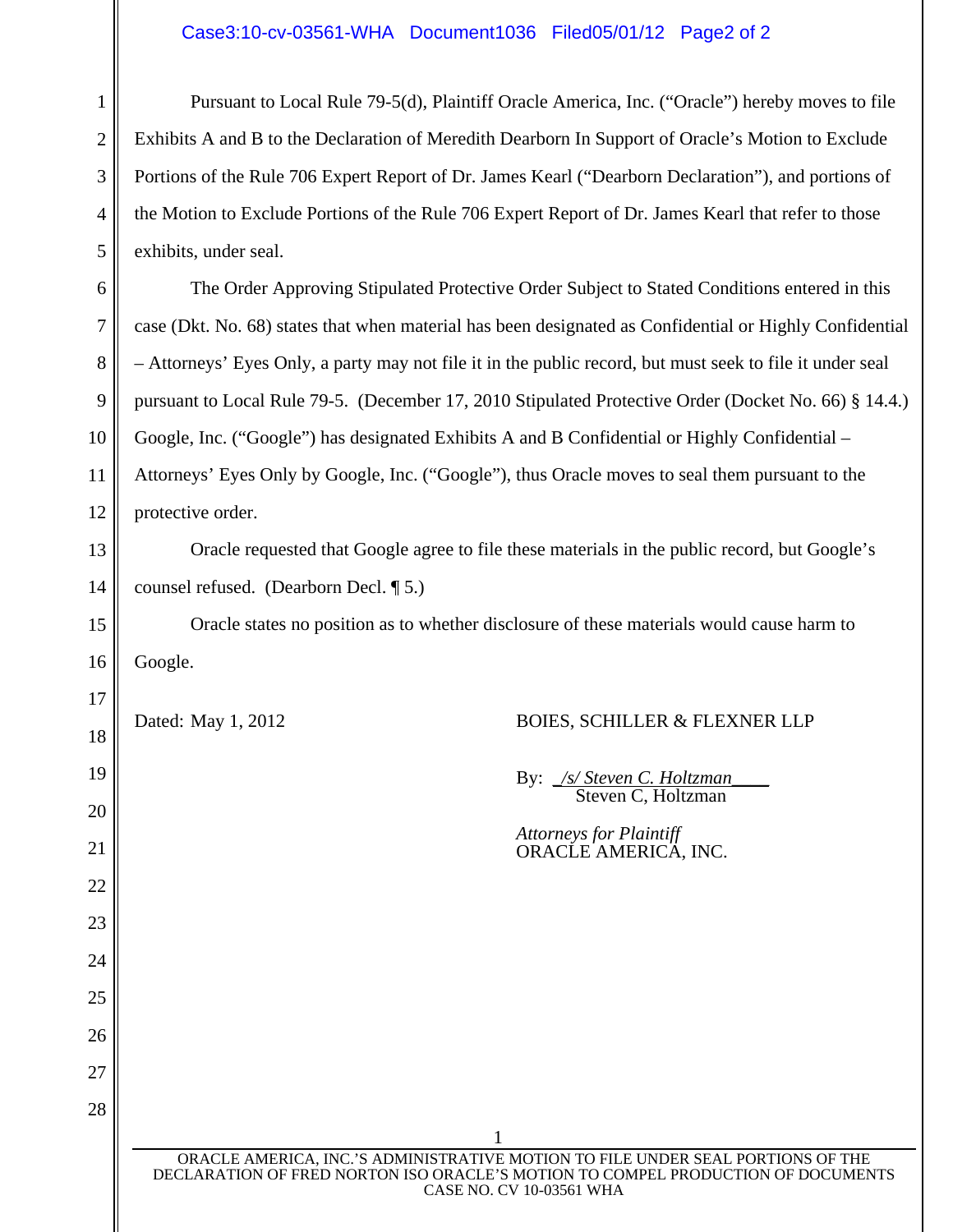Pursuant to Local Rule 79-5(d), Plaintiff Oracle America, Inc. ("Oracle") hereby moves to file Exhibits A and B to the Declaration of Meredith Dearborn In Support of Oracle's Motion to Exclude Portions of the Rule 706 Expert Report of Dr. James Kearl ("Dearborn Declaration"), and portions of the Motion to Exclude Portions of the Rule 706 Expert Report of Dr. James Kearl that refer to those exhibits, under seal.

The Order Approving Stipulated Protective Order Subject to Stated Conditions entered in this case (Dkt. No. 68) states that when material has been designated as Confidential or Highly Confidential – Attorneys' Eyes Only, a party may not file it in the public record, but must seek to file it under seal pursuant to Local Rule 79-5. (December 17, 2010 Stipulated Protective Order (Docket No. 66) § 14.4.) Google, Inc. ("Google") has designated Exhibits A and B Confidential or Highly Confidential – Attorneys' Eyes Only by Google, Inc. ("Google"), thus Oracle moves to seal them pursuant to the protective order.

Oracle requested that Google agree to file these materials in the public record, but Google's counsel refused. (Dearborn Decl. ¶ 5.)

Oracle states no position as to whether disclosure of these materials would cause harm to Google.

Dated: May 1, 2012

BOIES, SCHILLER & FLEXNER LLP

By: _/s/ Steven C. Holtzman____
Steven C, Holtzman

*Attorneys for Plaintiff*
ORACLE AMERICA, INC.

ORACLE AMERICA, INC.'S ADMINISTRATIVE MOTION TO FILE UNDER SEAL PORTIONS OF THE DECLARATION OF FRED NORTON ISO ORACLE'S MOTION TO COMPEL PRODUCTION OF DOCUMENTS
CASE NO. CV 10-03561 WHA